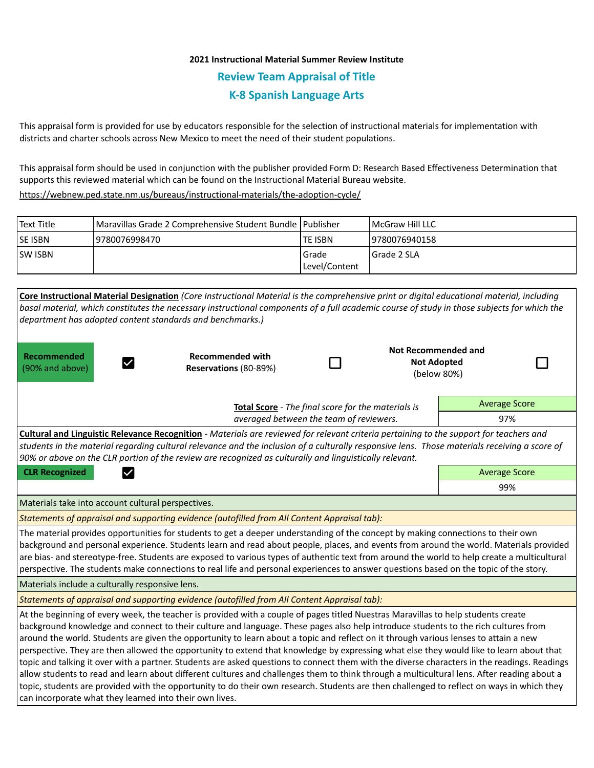**2021 Instructional Material Summer Review Institute**

## Review Team Appraisal of Title

## K-8 Spanish Language Arts

This appraisal form is provided for use by educators responsible for the selection of instructional materials for implementation with districts and charter schools across New Mexico to meet the need of their student populations.

This appraisal form should be used in conjunction with the publisher provided Form D: Research Based Effectiveness Determination that supports this reviewed material which can be found on the Instructional Material Bureau website.

https://webnew.ped.state.nm.us/bureaus/instructional-materials/the-adoption-cycle/

| | | | |
|---|---|---|---|
| Text Title | Maravillas Grade 2 Comprehensive Student Bundle | Publisher | McGraw Hill LLC |
| SE ISBN | 9780076998470 | TE ISBN | 9780076940158 |
| SW ISBN | | Grade Level/Content | Grade 2 SLA |

**Core Instructional Material Designation** *(Core Instructional Material is the comprehensive print or digital educational material, including basal material, which constitutes the necessary instructional components of a full academic course of study in those subjects for which the department has adopted content standards and benchmarks.)*

| | | | | | |
|---|---|---|---|---|---|
| **Recommended** (90% and above) | ☑ | **Recommended with Reservations** (80-89%) | ☐ | **Not Recommended and Not Adopted** (below 80%) | ☐ |

**Total Score** - *The final score for the materials is averaged between the team of reviewers.*

| Average Score |
|---|
| 97% |

**Cultural and Linguistic Relevance Recognition** - *Materials are reviewed for relevant criteria pertaining to the support for teachers and students in the material regarding cultural relevance and the inclusion of a culturally responsive lens. Those materials receiving a score of 90% or above on the CLR portion of the review are recognized as culturally and linguistically relevant.*

**CLR Recognized** ☑

| Average Score |
|---|
| 99% |

Materials take into account cultural perspectives.

*Statements of appraisal and supporting evidence (autofilled from All Content Appraisal tab):*

The material provides opportunities for students to get a deeper understanding of the concept by making connections to their own background and personal experience. Students learn and read about people, places, and events from around the world. Materials provided are bias- and stereotype-free. Students are exposed to various types of authentic text from around the world to help create a multicultural perspective. The students make connections to real life and personal experiences to answer questions based on the topic of the story.

Materials include a culturally responsive lens.

*Statements of appraisal and supporting evidence (autofilled from All Content Appraisal tab):*

At the beginning of every week, the teacher is provided with a couple of pages titled Nuestras Maravillas to help students create background knowledge and connect to their culture and language. These pages also help introduce students to the rich cultures from around the world. Students are given the opportunity to learn about a topic and reflect on it through various lenses to attain a new perspective. They are then allowed the opportunity to extend that knowledge by expressing what else they would like to learn about that topic and talking it over with a partner. Students are asked questions to connect them with the diverse characters in the readings. Readings allow students to read and learn about different cultures and challenges them to think through a multicultural lens. After reading about a topic, students are provided with the opportunity to do their own research. Students are then challenged to reflect on ways in which they can incorporate what they learned into their own lives.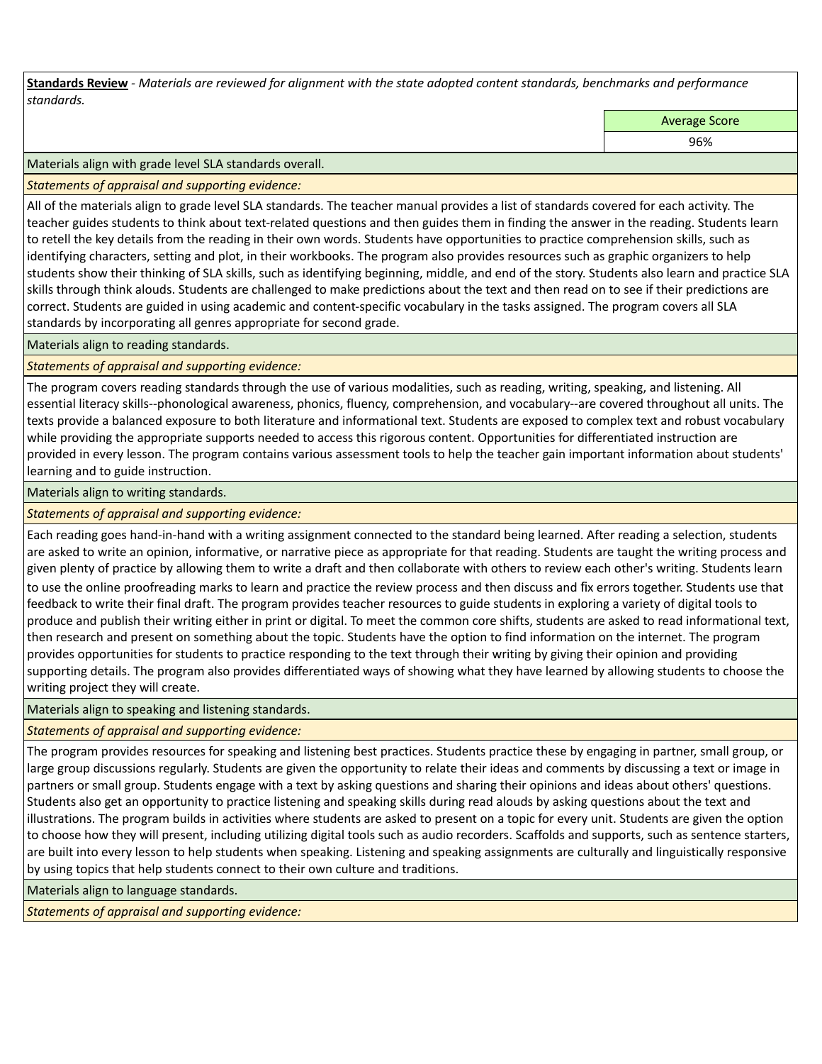**Standards Review** - *Materials are reviewed for alignment with the state adopted content standards, benchmarks and performance standards.*

| | Average Score |
|---|---|
| | 96% |

Materials align with grade level SLA standards overall.

*Statements of appraisal and supporting evidence:*

All of the materials align to grade level SLA standards. The teacher manual provides a list of standards covered for each activity. The teacher guides students to think about text-related questions and then guides them in finding the answer in the reading. Students learn to retell the key details from the reading in their own words. Students have opportunities to practice comprehension skills, such as identifying characters, setting and plot, in their workbooks. The program also provides resources such as graphic organizers to help students show their thinking of SLA skills, such as identifying beginning, middle, and end of the story. Students also learn and practice SLA skills through think alouds. Students are challenged to make predictions about the text and then read on to see if their predictions are correct. Students are guided in using academic and content-specific vocabulary in the tasks assigned. The program covers all SLA standards by incorporating all genres appropriate for second grade.

Materials align to reading standards.

*Statements of appraisal and supporting evidence:*

The program covers reading standards through the use of various modalities, such as reading, writing, speaking, and listening. All essential literacy skills--phonological awareness, phonics, fluency, comprehension, and vocabulary--are covered throughout all units. The texts provide a balanced exposure to both literature and informational text. Students are exposed to complex text and robust vocabulary while providing the appropriate supports needed to access this rigorous content. Opportunities for differentiated instruction are provided in every lesson. The program contains various assessment tools to help the teacher gain important information about students' learning and to guide instruction.

Materials align to writing standards.

*Statements of appraisal and supporting evidence:*

Each reading goes hand-in-hand with a writing assignment connected to the standard being learned. After reading a selection, students are asked to write an opinion, informative, or narrative piece as appropriate for that reading. Students are taught the writing process and given plenty of practice by allowing them to write a draft and then collaborate with others to review each other's writing. Students learn to use the online proofreading marks to learn and practice the review process and then discuss and fix errors together. Students use that feedback to write their final draft. The program provides teacher resources to guide students in exploring a variety of digital tools to produce and publish their writing either in print or digital. To meet the common core shifts, students are asked to read informational text, then research and present on something about the topic. Students have the option to find information on the internet. The program provides opportunities for students to practice responding to the text through their writing by giving their opinion and providing supporting details. The program also provides differentiated ways of showing what they have learned by allowing students to choose the writing project they will create.

Materials align to speaking and listening standards.

*Statements of appraisal and supporting evidence:*

The program provides resources for speaking and listening best practices. Students practice these by engaging in partner, small group, or large group discussions regularly. Students are given the opportunity to relate their ideas and comments by discussing a text or image in partners or small group. Students engage with a text by asking questions and sharing their opinions and ideas about others' questions. Students also get an opportunity to practice listening and speaking skills during read alouds by asking questions about the text and illustrations. The program builds in activities where students are asked to present on a topic for every unit. Students are given the option to choose how they will present, including utilizing digital tools such as audio recorders. Scaffolds and supports, such as sentence starters, are built into every lesson to help students when speaking. Listening and speaking assignments are culturally and linguistically responsive by using topics that help students connect to their own culture and traditions.

Materials align to language standards.

*Statements of appraisal and supporting evidence:*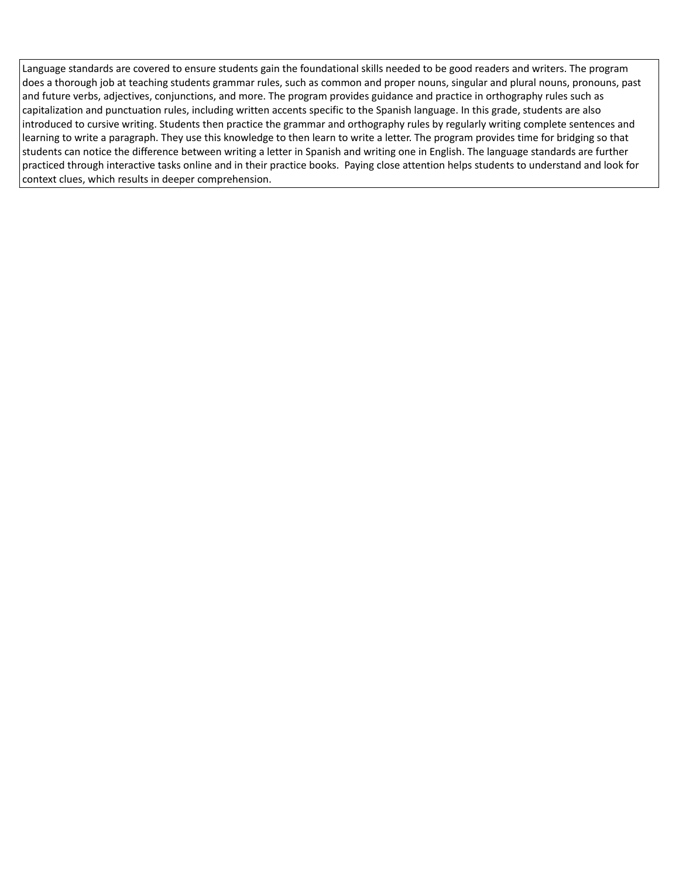Language standards are covered to ensure students gain the foundational skills needed to be good readers and writers. The program does a thorough job at teaching students grammar rules, such as common and proper nouns, singular and plural nouns, pronouns, past and future verbs, adjectives, conjunctions, and more. The program provides guidance and practice in orthography rules such as capitalization and punctuation rules, including written accents specific to the Spanish language. In this grade, students are also introduced to cursive writing. Students then practice the grammar and orthography rules by regularly writing complete sentences and learning to write a paragraph. They use this knowledge to then learn to write a letter. The program provides time for bridging so that students can notice the difference between writing a letter in Spanish and writing one in English. The language standards are further practiced through interactive tasks online and in their practice books. Paying close attention helps students to understand and look for context clues, which results in deeper comprehension.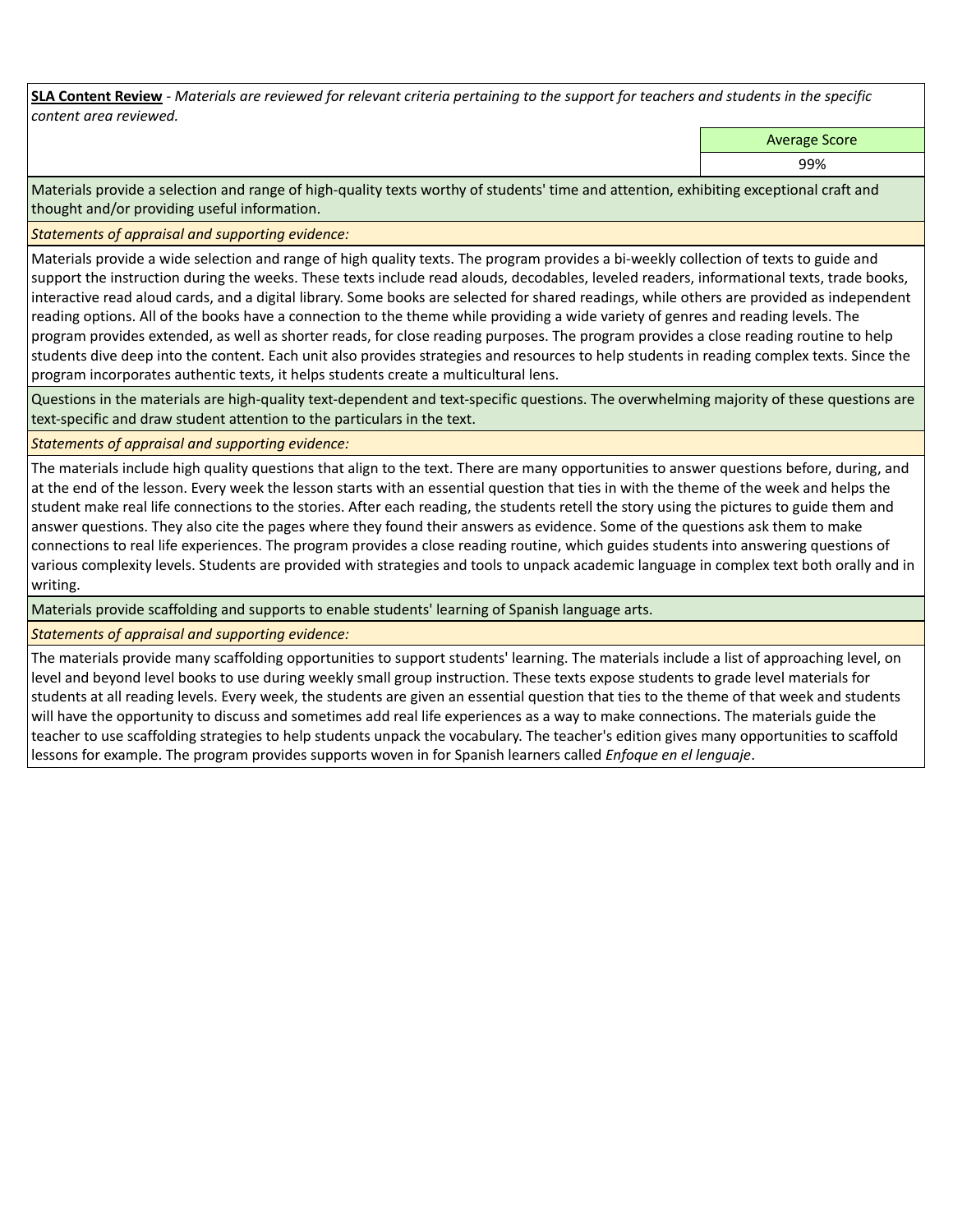**<u>SLA Content Review</u>** - *Materials are reviewed for relevant criteria pertaining to the support for teachers and students in the specific content area reviewed.*

| Average Score |
| --- |
| 99% |

Materials provide a selection and range of high-quality texts worthy of students' time and attention, exhibiting exceptional craft and thought and/or providing useful information.

*Statements of appraisal and supporting evidence:*

Materials provide a wide selection and range of high quality texts. The program provides a bi-weekly collection of texts to guide and support the instruction during the weeks. These texts include read alouds, decodables, leveled readers, informational texts, trade books, interactive read aloud cards, and a digital library. Some books are selected for shared readings, while others are provided as independent reading options. All of the books have a connection to the theme while providing a wide variety of genres and reading levels. The program provides extended, as well as shorter reads, for close reading purposes. The program provides a close reading routine to help students dive deep into the content. Each unit also provides strategies and resources to help students in reading complex texts. Since the program incorporates authentic texts, it helps students create a multicultural lens.

Questions in the materials are high-quality text-dependent and text-specific questions. The overwhelming majority of these questions are text-specific and draw student attention to the particulars in the text.

*Statements of appraisal and supporting evidence:*

The materials include high quality questions that align to the text. There are many opportunities to answer questions before, during, and at the end of the lesson. Every week the lesson starts with an essential question that ties in with the theme of the week and helps the student make real life connections to the stories. After each reading, the students retell the story using the pictures to guide them and answer questions. They also cite the pages where they found their answers as evidence. Some of the questions ask them to make connections to real life experiences. The program provides a close reading routine, which guides students into answering questions of various complexity levels. Students are provided with strategies and tools to unpack academic language in complex text both orally and in writing.

Materials provide scaffolding and supports to enable students' learning of Spanish language arts.

*Statements of appraisal and supporting evidence:*

The materials provide many scaffolding opportunities to support students' learning. The materials include a list of approaching level, on level and beyond level books to use during weekly small group instruction. These texts expose students to grade level materials for students at all reading levels. Every week, the students are given an essential question that ties to the theme of that week and students will have the opportunity to discuss and sometimes add real life experiences as a way to make connections. The materials guide the teacher to use scaffolding strategies to help students unpack the vocabulary. The teacher's edition gives many opportunities to scaffold lessons for example. The program provides supports woven in for Spanish learners called *Enfoque en el lenguaje*.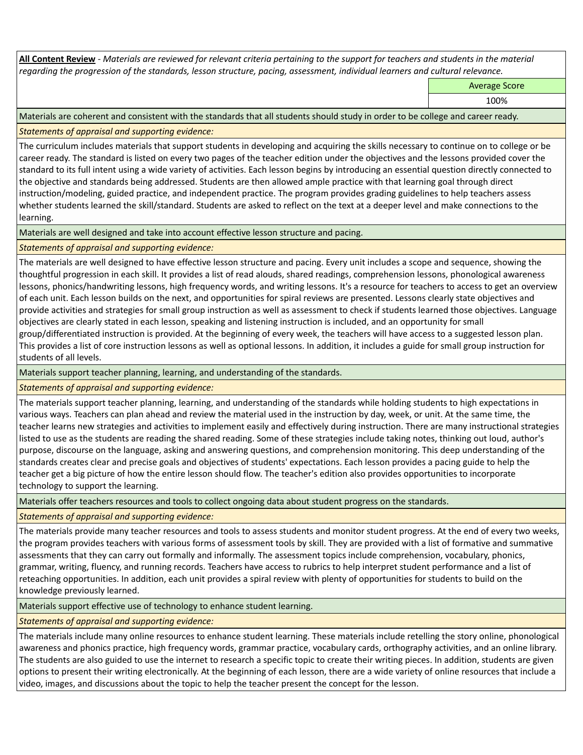**All Content Review** - *Materials are reviewed for relevant criteria pertaining to the support for teachers and students in the material regarding the progression of the standards, lesson structure, pacing, assessment, individual learners and cultural relevance.*

| | Average Score |
|---|---|
| | 100% |

Materials are coherent and consistent with the standards that all students should study in order to be college and career ready.

*Statements of appraisal and supporting evidence:*

The curriculum includes materials that support students in developing and acquiring the skills necessary to continue on to college or be career ready. The standard is listed on every two pages of the teacher edition under the objectives and the lessons provided cover the standard to its full intent using a wide variety of activities. Each lesson begins by introducing an essential question directly connected to the objective and standards being addressed. Students are then allowed ample practice with that learning goal through direct instruction/modeling, guided practice, and independent practice. The program provides grading guidelines to help teachers assess whether students learned the skill/standard. Students are asked to reflect on the text at a deeper level and make connections to the learning.

Materials are well designed and take into account effective lesson structure and pacing.

*Statements of appraisal and supporting evidence:*

The materials are well designed to have effective lesson structure and pacing. Every unit includes a scope and sequence, showing the thoughtful progression in each skill. It provides a list of read alouds, shared readings, comprehension lessons, phonological awareness lessons, phonics/handwriting lessons, high frequency words, and writing lessons. It's a resource for teachers to access to get an overview of each unit. Each lesson builds on the next, and opportunities for spiral reviews are presented. Lessons clearly state objectives and provide activities and strategies for small group instruction as well as assessment to check if students learned those objectives. Language objectives are clearly stated in each lesson, speaking and listening instruction is included, and an opportunity for small group/differentiated instruction is provided. At the beginning of every week, the teachers will have access to a suggested lesson plan. This provides a list of core instruction lessons as well as optional lessons. In addition, it includes a guide for small group instruction for students of all levels.

Materials support teacher planning, learning, and understanding of the standards.

*Statements of appraisal and supporting evidence:*

The materials support teacher planning, learning, and understanding of the standards while holding students to high expectations in various ways. Teachers can plan ahead and review the material used in the instruction by day, week, or unit. At the same time, the teacher learns new strategies and activities to implement easily and effectively during instruction. There are many instructional strategies listed to use as the students are reading the shared reading. Some of these strategies include taking notes, thinking out loud, author's purpose, discourse on the language, asking and answering questions, and comprehension monitoring. This deep understanding of the standards creates clear and precise goals and objectives of students' expectations. Each lesson provides a pacing guide to help the teacher get a big picture of how the entire lesson should flow. The teacher's edition also provides opportunities to incorporate technology to support the learning.

Materials offer teachers resources and tools to collect ongoing data about student progress on the standards.

*Statements of appraisal and supporting evidence:*

The materials provide many teacher resources and tools to assess students and monitor student progress. At the end of every two weeks, the program provides teachers with various forms of assessment tools by skill. They are provided with a list of formative and summative assessments that they can carry out formally and informally. The assessment topics include comprehension, vocabulary, phonics, grammar, writing, fluency, and running records. Teachers have access to rubrics to help interpret student performance and a list of reteaching opportunities. In addition, each unit provides a spiral review with plenty of opportunities for students to build on the knowledge previously learned.

Materials support effective use of technology to enhance student learning.

*Statements of appraisal and supporting evidence:*

The materials include many online resources to enhance student learning. These materials include retelling the story online, phonological awareness and phonics practice, high frequency words, grammar practice, vocabulary cards, orthography activities, and an online library. The students are also guided to use the internet to research a specific topic to create their writing pieces. In addition, students are given options to present their writing electronically. At the beginning of each lesson, there are a wide variety of online resources that include a video, images, and discussions about the topic to help the teacher present the concept for the lesson.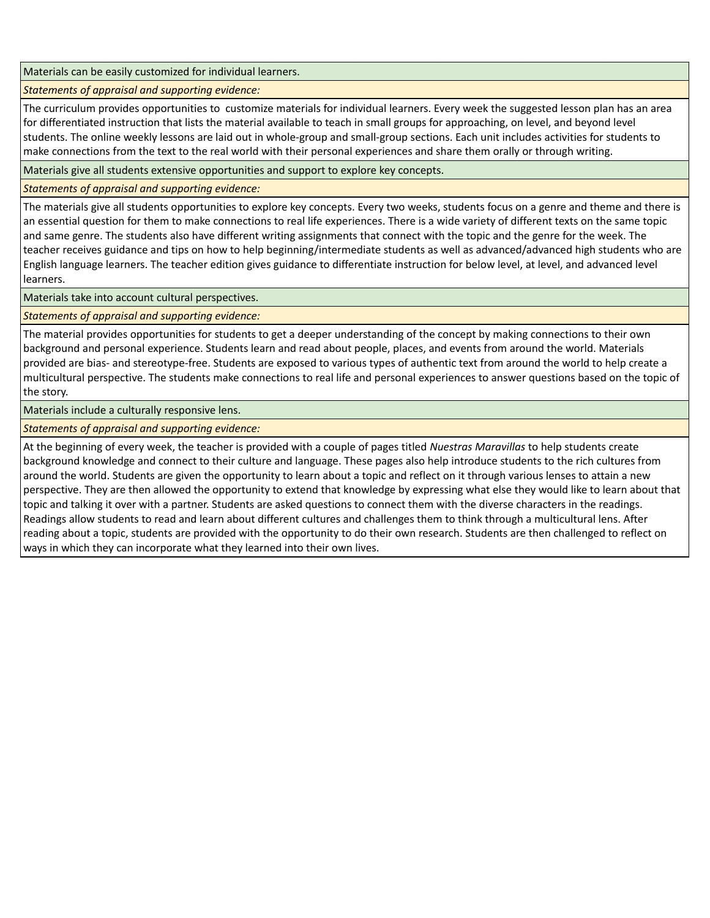Materials can be easily customized for individual learners.

*Statements of appraisal and supporting evidence:*

The curriculum provides opportunities to customize materials for individual learners. Every week the suggested lesson plan has an area for differentiated instruction that lists the material available to teach in small groups for approaching, on level, and beyond level students. The online weekly lessons are laid out in whole-group and small-group sections. Each unit includes activities for students to make connections from the text to the real world with their personal experiences and share them orally or through writing.

Materials give all students extensive opportunities and support to explore key concepts.

*Statements of appraisal and supporting evidence:*

The materials give all students opportunities to explore key concepts. Every two weeks, students focus on a genre and theme and there is an essential question for them to make connections to real life experiences. There is a wide variety of different texts on the same topic and same genre. The students also have different writing assignments that connect with the topic and the genre for the week. The teacher receives guidance and tips on how to help beginning/intermediate students as well as advanced/advanced high students who are English language learners. The teacher edition gives guidance to differentiate instruction for below level, at level, and advanced level learners.

Materials take into account cultural perspectives.

*Statements of appraisal and supporting evidence:*

The material provides opportunities for students to get a deeper understanding of the concept by making connections to their own background and personal experience. Students learn and read about people, places, and events from around the world. Materials provided are bias- and stereotype-free. Students are exposed to various types of authentic text from around the world to help create a multicultural perspective. The students make connections to real life and personal experiences to answer questions based on the topic of the story.

Materials include a culturally responsive lens.

*Statements of appraisal and supporting evidence:*

At the beginning of every week, the teacher is provided with a couple of pages titled *Nuestras Maravillas* to help students create background knowledge and connect to their culture and language. These pages also help introduce students to the rich cultures from around the world. Students are given the opportunity to learn about a topic and reflect on it through various lenses to attain a new perspective. They are then allowed the opportunity to extend that knowledge by expressing what else they would like to learn about that topic and talking it over with a partner. Students are asked questions to connect them with the diverse characters in the readings. Readings allow students to read and learn about different cultures and challenges them to think through a multicultural lens. After reading about a topic, students are provided with the opportunity to do their own research. Students are then challenged to reflect on ways in which they can incorporate what they learned into their own lives.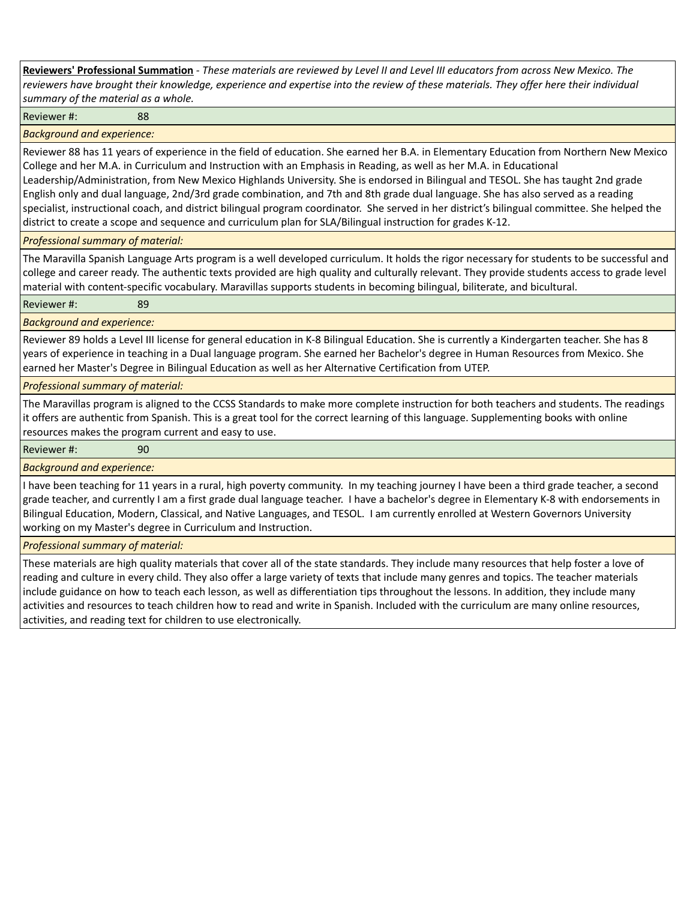**<u>Reviewers' Professional Summation</u>** - *These materials are reviewed by Level II and Level III educators from across New Mexico. The reviewers have brought their knowledge, experience and expertise into the review of these materials. They offer here their individual summary of the material as a whole.*

Reviewer #: 88

*Background and experience:*

Reviewer 88 has 11 years of experience in the field of education. She earned her B.A. in Elementary Education from Northern New Mexico College and her M.A. in Curriculum and Instruction with an Emphasis in Reading, as well as her M.A. in Educational Leadership/Administration, from New Mexico Highlands University. She is endorsed in Bilingual and TESOL. She has taught 2nd grade English only and dual language, 2nd/3rd grade combination, and 7th and 8th grade dual language. She has also served as a reading specialist, instructional coach, and district bilingual program coordinator. She served in her district's bilingual committee. She helped the district to create a scope and sequence and curriculum plan for SLA/Bilingual instruction for grades K-12.

*Professional summary of material:*

The Maravilla Spanish Language Arts program is a well developed curriculum. It holds the rigor necessary for students to be successful and college and career ready. The authentic texts provided are high quality and culturally relevant. They provide students access to grade level material with content-specific vocabulary. Maravillas supports students in becoming bilingual, biliterate, and bicultural.

Reviewer #: 89

*Background and experience:*

Reviewer 89 holds a Level III license for general education in K-8 Bilingual Education. She is currently a Kindergarten teacher. She has 8 years of experience in teaching in a Dual language program. She earned her Bachelor's degree in Human Resources from Mexico. She earned her Master's Degree in Bilingual Education as well as her Alternative Certification from UTEP.

*Professional summary of material:*

The Maravillas program is aligned to the CCSS Standards to make more complete instruction for both teachers and students. The readings it offers are authentic from Spanish. This is a great tool for the correct learning of this language. Supplementing books with online resources makes the program current and easy to use.

Reviewer #: 90

*Background and experience:*

I have been teaching for 11 years in a rural, high poverty community. In my teaching journey I have been a third grade teacher, a second grade teacher, and currently I am a first grade dual language teacher. I have a bachelor's degree in Elementary K-8 with endorsements in Bilingual Education, Modern, Classical, and Native Languages, and TESOL. I am currently enrolled at Western Governors University working on my Master's degree in Curriculum and Instruction.

*Professional summary of material:*

These materials are high quality materials that cover all of the state standards. They include many resources that help foster a love of reading and culture in every child. They also offer a large variety of texts that include many genres and topics. The teacher materials include guidance on how to teach each lesson, as well as differentiation tips throughout the lessons. In addition, they include many activities and resources to teach children how to read and write in Spanish. Included with the curriculum are many online resources, activities, and reading text for children to use electronically.